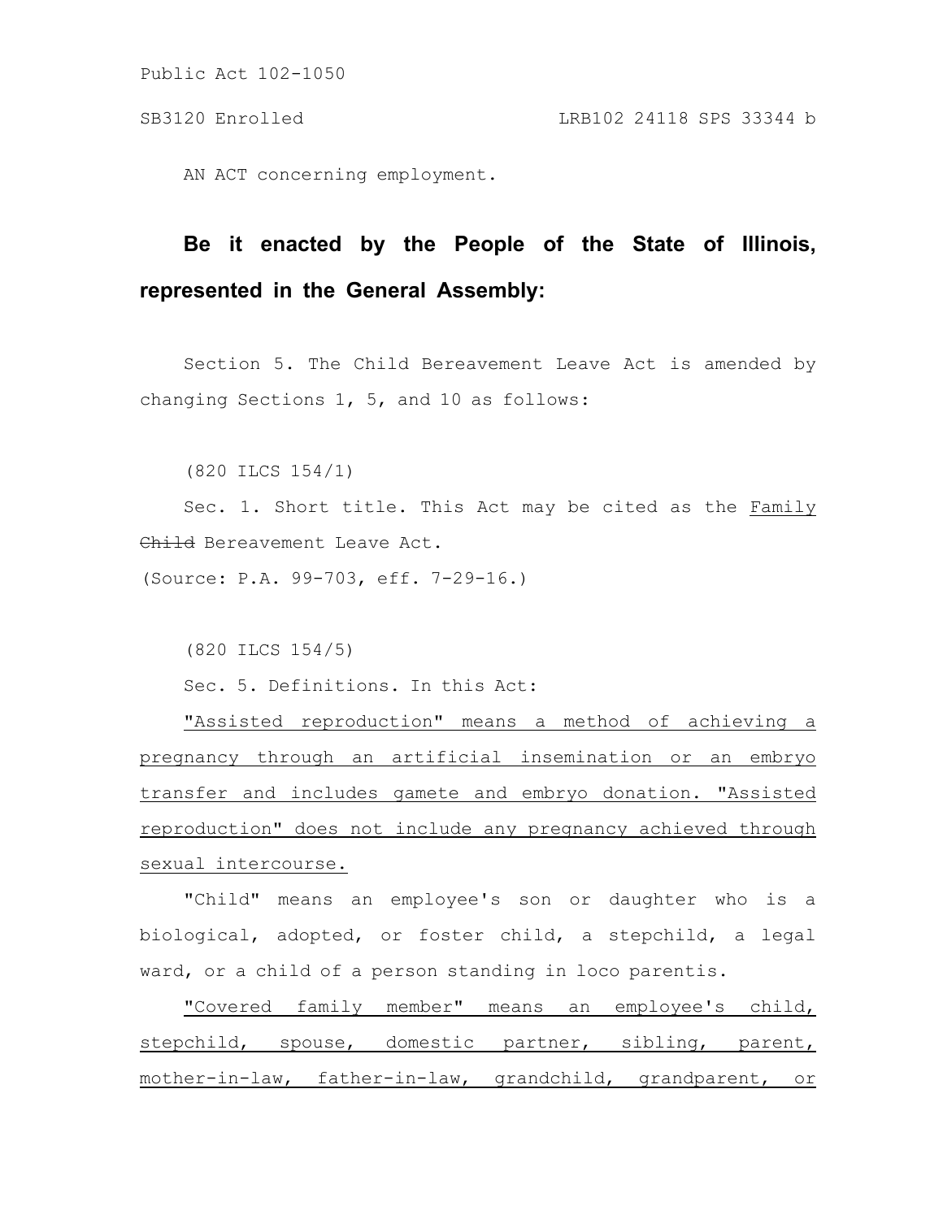Public Act 102-1050

SB3120 Enrolled LRB102 24118 SPS 33344 b

AN ACT concerning employment.

**Be it enacted by the People of the State of Illinois, represented in the General Assembly:**

Section 5. The Child Bereavement Leave Act is amended by changing Sections 1, 5, and 10 as follows:

(820 ILCS 154/1)

Sec. 1. Short title. This Act may be cited as the <u>Family</u> ~~Child~~ Bereavement Leave Act.

(Source: P.A. 99-703, eff. 7-29-16.)

(820 ILCS 154/5)

Sec. 5. Definitions. In this Act:

<u>"Assisted reproduction" means a method of achieving a pregnancy through an artificial insemination or an embryo transfer and includes gamete and embryo donation. "Assisted reproduction" does not include any pregnancy achieved through sexual intercourse.</u>

"Child" means an employee's son or daughter who is a biological, adopted, or foster child, a stepchild, a legal ward, or a child of a person standing in loco parentis.

<u>"Covered family member" means an employee's child, stepchild, spouse, domestic partner, sibling, parent, mother-in-law, father-in-law, grandchild, grandparent, or</u>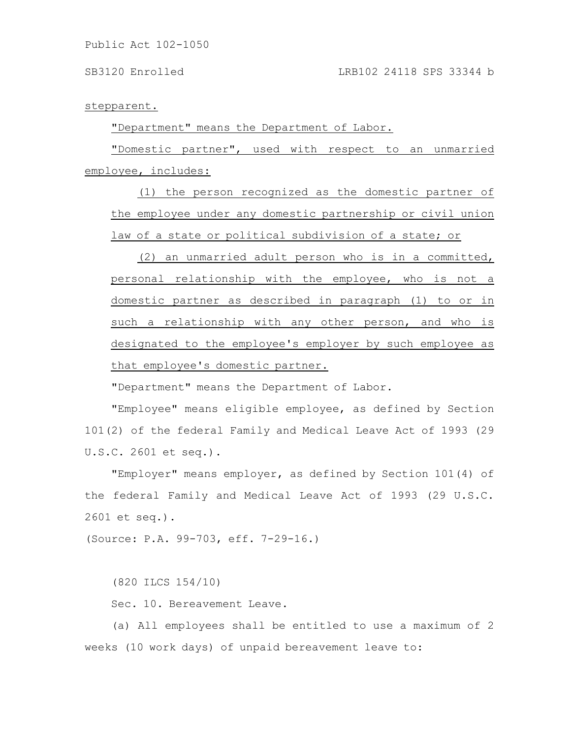stepparent.

"Department" means the Department of Labor.

"Domestic partner", used with respect to an unmarried employee, includes:

(1) the person recognized as the domestic partner of the employee under any domestic partnership or civil union law of a state or political subdivision of a state; or

(2) an unmarried adult person who is in a committed, personal relationship with the employee, who is not a domestic partner as described in paragraph (1) to or in such a relationship with any other person, and who is designated to the employee's employer by such employee as that employee's domestic partner.

"Department" means the Department of Labor.

"Employee" means eligible employee, as defined by Section 101(2) of the federal Family and Medical Leave Act of 1993 (29 U.S.C. 2601 et seq.).

"Employer" means employer, as defined by Section 101(4) of the federal Family and Medical Leave Act of 1993 (29 U.S.C. 2601 et seq.).

(Source: P.A. 99-703, eff. 7-29-16.)

(820 ILCS 154/10)

Sec. 10. Bereavement Leave.

(a) All employees shall be entitled to use a maximum of 2 weeks (10 work days) of unpaid bereavement leave to: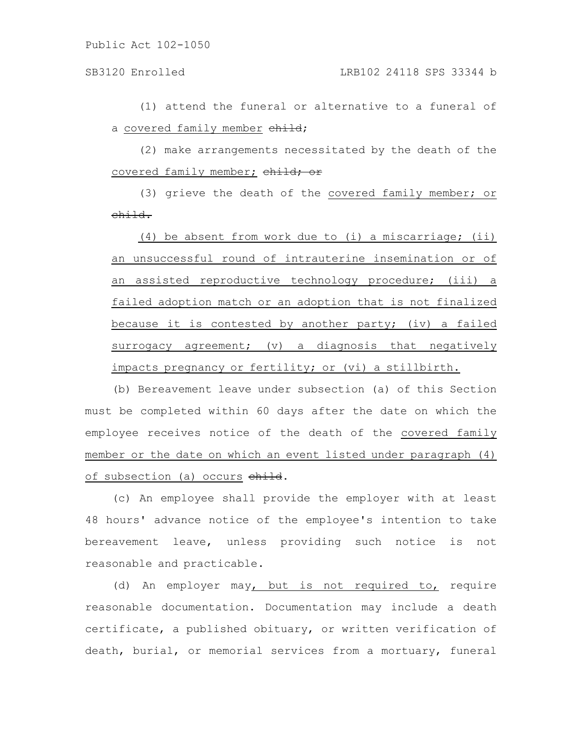(1) attend the funeral or alternative to a funeral of a covered family member child;

(2) make arrangements necessitated by the death of the covered family member; child; or

(3) grieve the death of the covered family member; or child.

(4) be absent from work due to (i) a miscarriage; (ii) an unsuccessful round of intrauterine insemination or of an assisted reproductive technology procedure; (iii) a failed adoption match or an adoption that is not finalized because it is contested by another party; (iv) a failed surrogacy agreement; (v) a diagnosis that negatively impacts pregnancy or fertility; or (vi) a stillbirth.

(b) Bereavement leave under subsection (a) of this Section must be completed within 60 days after the date on which the employee receives notice of the death of the covered family member or the date on which an event listed under paragraph (4) of subsection (a) occurs child.

(c) An employee shall provide the employer with at least 48 hours' advance notice of the employee's intention to take bereavement leave, unless providing such notice is not reasonable and practicable.

(d) An employer may, but is not required to, require reasonable documentation. Documentation may include a death certificate, a published obituary, or written verification of death, burial, or memorial services from a mortuary, funeral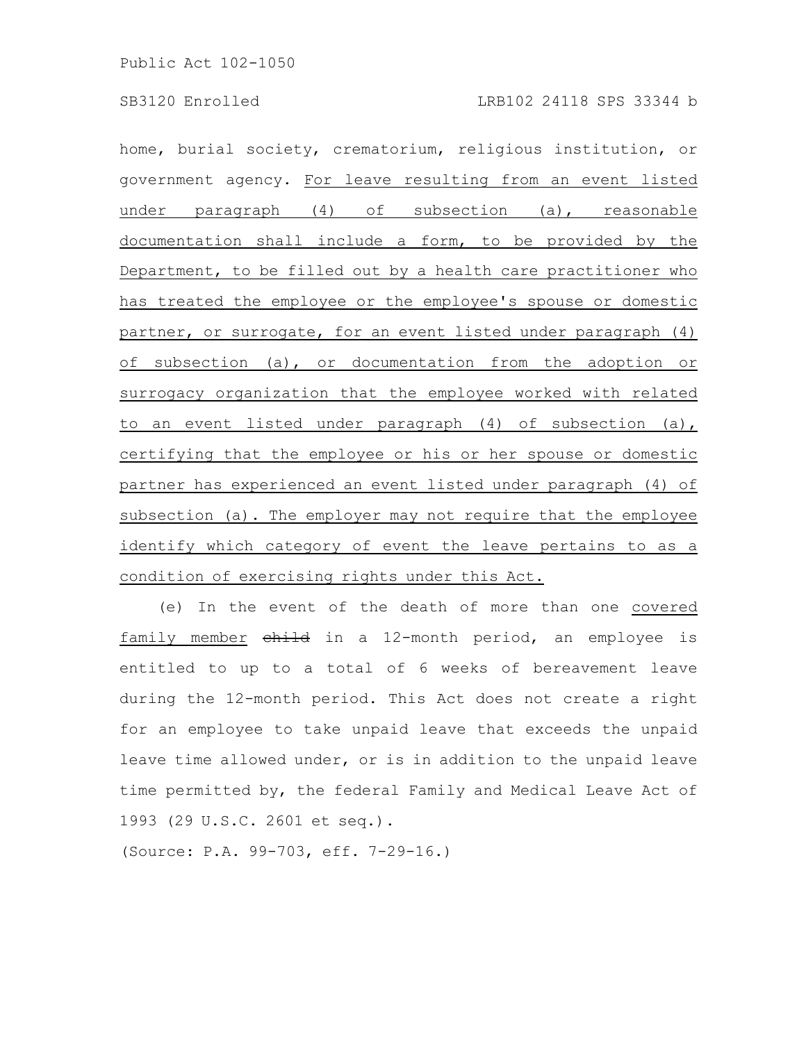home, burial society, crematorium, religious institution, or government agency. For leave resulting from an event listed under paragraph (4) of subsection (a), reasonable documentation shall include a form, to be provided by the Department, to be filled out by a health care practitioner who has treated the employee or the employee's spouse or domestic partner, or surrogate, for an event listed under paragraph (4) of subsection (a), or documentation from the adoption or surrogacy organization that the employee worked with related to an event listed under paragraph (4) of subsection (a), certifying that the employee or his or her spouse or domestic partner has experienced an event listed under paragraph (4) of subsection (a). The employer may not require that the employee identify which category of event the leave pertains to as a condition of exercising rights under this Act.

(e) In the event of the death of more than one covered family member ~~child~~ in a 12-month period, an employee is entitled to up to a total of 6 weeks of bereavement leave during the 12-month period. This Act does not create a right for an employee to take unpaid leave that exceeds the unpaid leave time allowed under, or is in addition to the unpaid leave time permitted by, the federal Family and Medical Leave Act of 1993 (29 U.S.C. 2601 et seq.).

(Source: P.A. 99-703, eff. 7-29-16.)